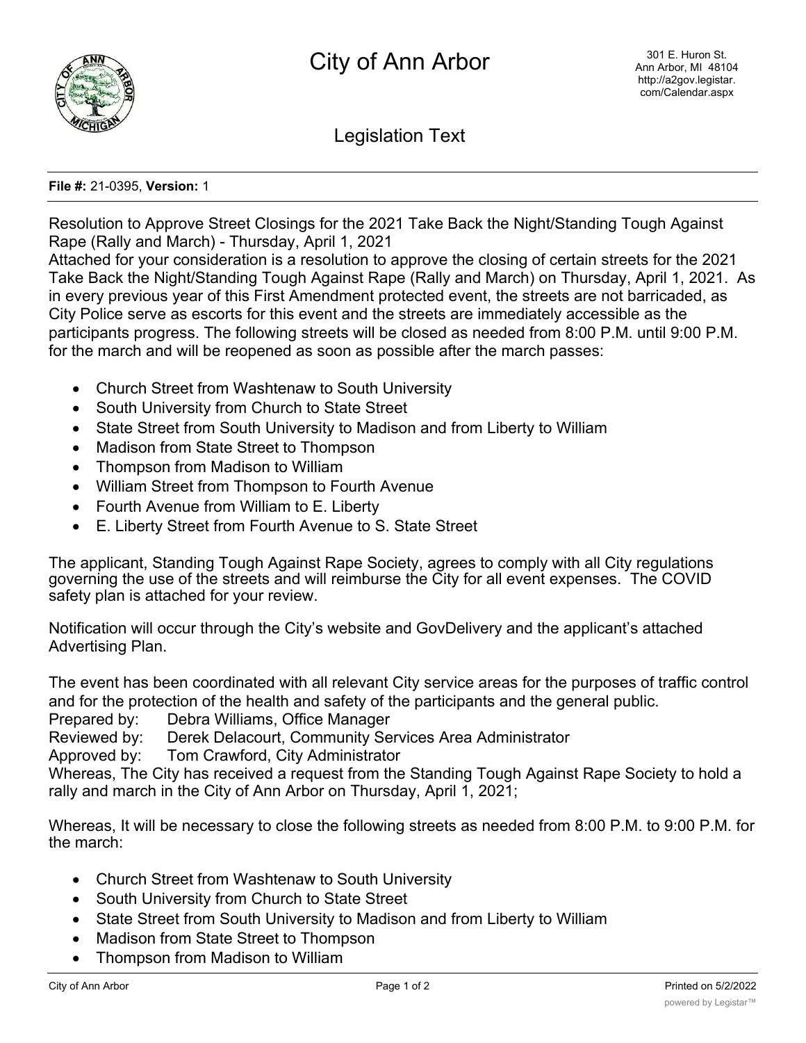# City of Ann Arbor

301 E. Huron St.
Ann Arbor, MI 48104
http://a2gov.legistar.com/Calendar.aspx

## Legislation Text

**File #:** 21-0395, **Version:** 1

Resolution to Approve Street Closings for the 2021 Take Back the Night/Standing Tough Against Rape (Rally and March) - Thursday, April 1, 2021

Attached for your consideration is a resolution to approve the closing of certain streets for the 2021 Take Back the Night/Standing Tough Against Rape (Rally and March) on Thursday, April 1, 2021. As in every previous year of this First Amendment protected event, the streets are not barricaded, as City Police serve as escorts for this event and the streets are immediately accessible as the participants progress. The following streets will be closed as needed from 8:00 P.M. until 9:00 P.M. for the march and will be reopened as soon as possible after the march passes:

- Church Street from Washtenaw to South University
- South University from Church to State Street
- State Street from South University to Madison and from Liberty to William
- Madison from State Street to Thompson
- Thompson from Madison to William
- William Street from Thompson to Fourth Avenue
- Fourth Avenue from William to E. Liberty
- E. Liberty Street from Fourth Avenue to S. State Street

The applicant, Standing Tough Against Rape Society, agrees to comply with all City regulations governing the use of the streets and will reimburse the City for all event expenses. The COVID safety plan is attached for your review.

Notification will occur through the City's website and GovDelivery and the applicant's attached Advertising Plan.

The event has been coordinated with all relevant City service areas for the purposes of traffic control and for the protection of the health and safety of the participants and the general public.

Prepared by: Debra Williams, Office Manager
Reviewed by: Derek Delacourt, Community Services Area Administrator
Approved by: Tom Crawford, City Administrator

Whereas, The City has received a request from the Standing Tough Against Rape Society to hold a rally and march in the City of Ann Arbor on Thursday, April 1, 2021;

Whereas, It will be necessary to close the following streets as needed from 8:00 P.M. to 9:00 P.M. for the march:

- Church Street from Washtenaw to South University
- South University from Church to State Street
- State Street from South University to Madison and from Liberty to William
- Madison from State Street to Thompson
- Thompson from Madison to William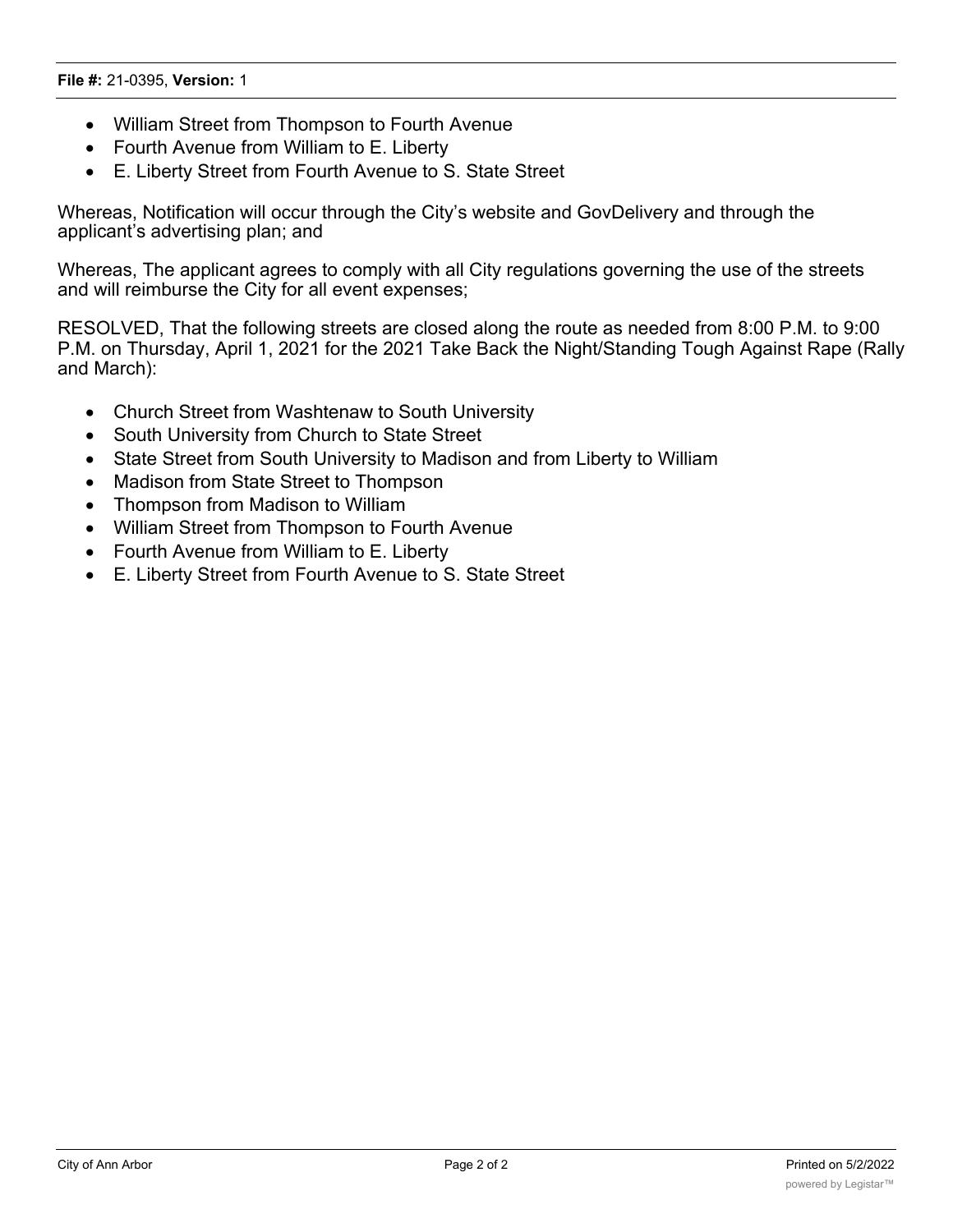- William Street from Thompson to Fourth Avenue
- Fourth Avenue from William to E. Liberty
- E. Liberty Street from Fourth Avenue to S. State Street

Whereas, Notification will occur through the City's website and GovDelivery and through the applicant's advertising plan; and

Whereas, The applicant agrees to comply with all City regulations governing the use of the streets and will reimburse the City for all event expenses;

RESOLVED, That the following streets are closed along the route as needed from 8:00 P.M. to 9:00 P.M. on Thursday, April 1, 2021 for the 2021 Take Back the Night/Standing Tough Against Rape (Rally and March):

- Church Street from Washtenaw to South University
- South University from Church to State Street
- State Street from South University to Madison and from Liberty to William
- Madison from State Street to Thompson
- Thompson from Madison to William
- William Street from Thompson to Fourth Avenue
- Fourth Avenue from William to E. Liberty
- E. Liberty Street from Fourth Avenue to S. State Street